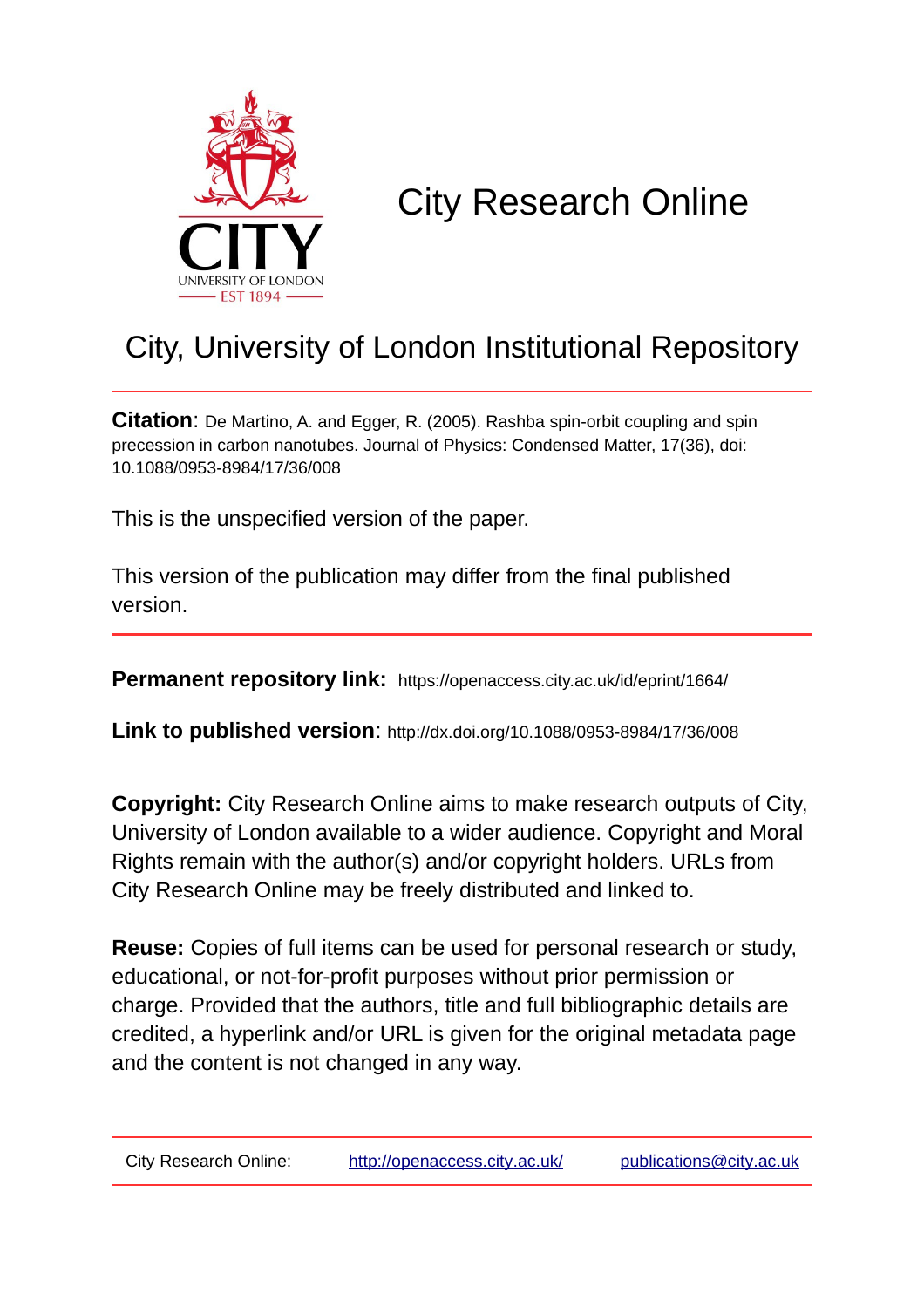CITY
UNIVERSITY OF LONDON
EST 1894

# City Research Online

## City, University of London Institutional Repository

**Citation**: De Martino, A. and Egger, R. (2005). Rashba spin-orbit coupling and spin precession in carbon nanotubes. Journal of Physics: Condensed Matter, 17(36), doi: 10.1088/0953-8984/17/36/008

This is the unspecified version of the paper.

This version of the publication may differ from the final published version.

---

**Permanent repository link:** https://openaccess.city.ac.uk/id/eprint/1664/

**Link to published version**: http://dx.doi.org/10.1088/0953-8984/17/36/008

**Copyright:** City Research Online aims to make research outputs of City, University of London available to a wider audience. Copyright and Moral Rights remain with the author(s) and/or copyright holders. URLs from City Research Online may be freely distributed and linked to.

**Reuse:** Copies of full items can be used for personal research or study, educational, or not-for-profit purposes without prior permission or charge. Provided that the authors, title and full bibliographic details are credited, a hyperlink and/or URL is given for the original metadata page and the content is not changed in any way.

---

City Research Online: http://openaccess.city.ac.uk/ publications@city.ac.uk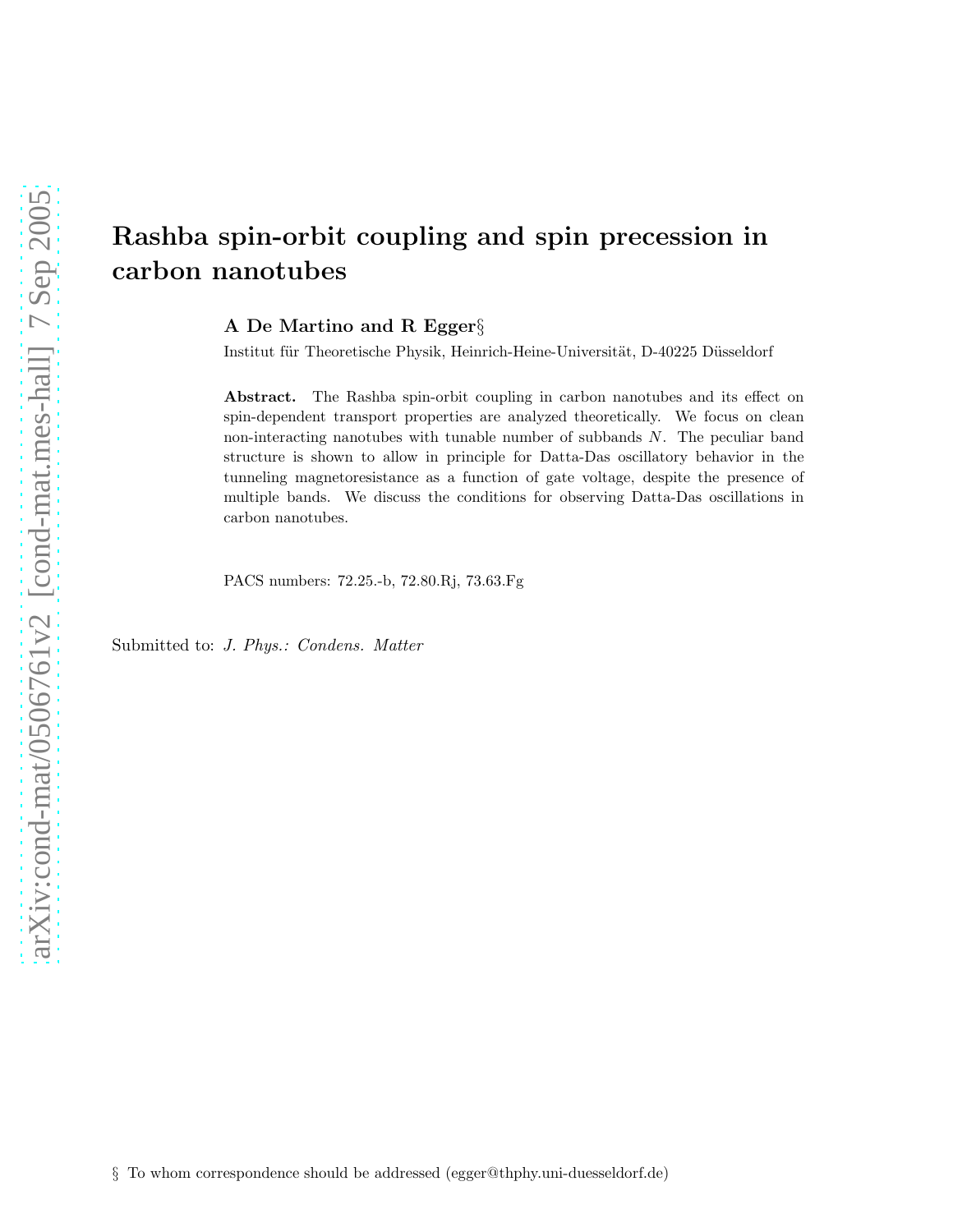# Rashba spin-orbit coupling and spin precession in carbon nanotubes

**A De Martino and R Egger§**

Institut für Theoretische Physik, Heinrich-Heine-Universität, D-40225 Düsseldorf

**Abstract.** The Rashba spin-orbit coupling in carbon nanotubes and its effect on spin-dependent transport properties are analyzed theoretically. We focus on clean non-interacting nanotubes with tunable number of subbands $N$. The peculiar band structure is shown to allow in principle for Datta-Das oscillatory behavior in the tunneling magnetoresistance as a function of gate voltage, despite the presence of multiple bands. We discuss the conditions for observing Datta-Das oscillations in carbon nanotubes.

PACS numbers: 72.25.-b, 72.80.Rj, 73.63.Fg

Submitted to: *J. Phys.: Condens. Matter*

§ To whom correspondence should be addressed (egger@thphy.uni-duesseldorf.de)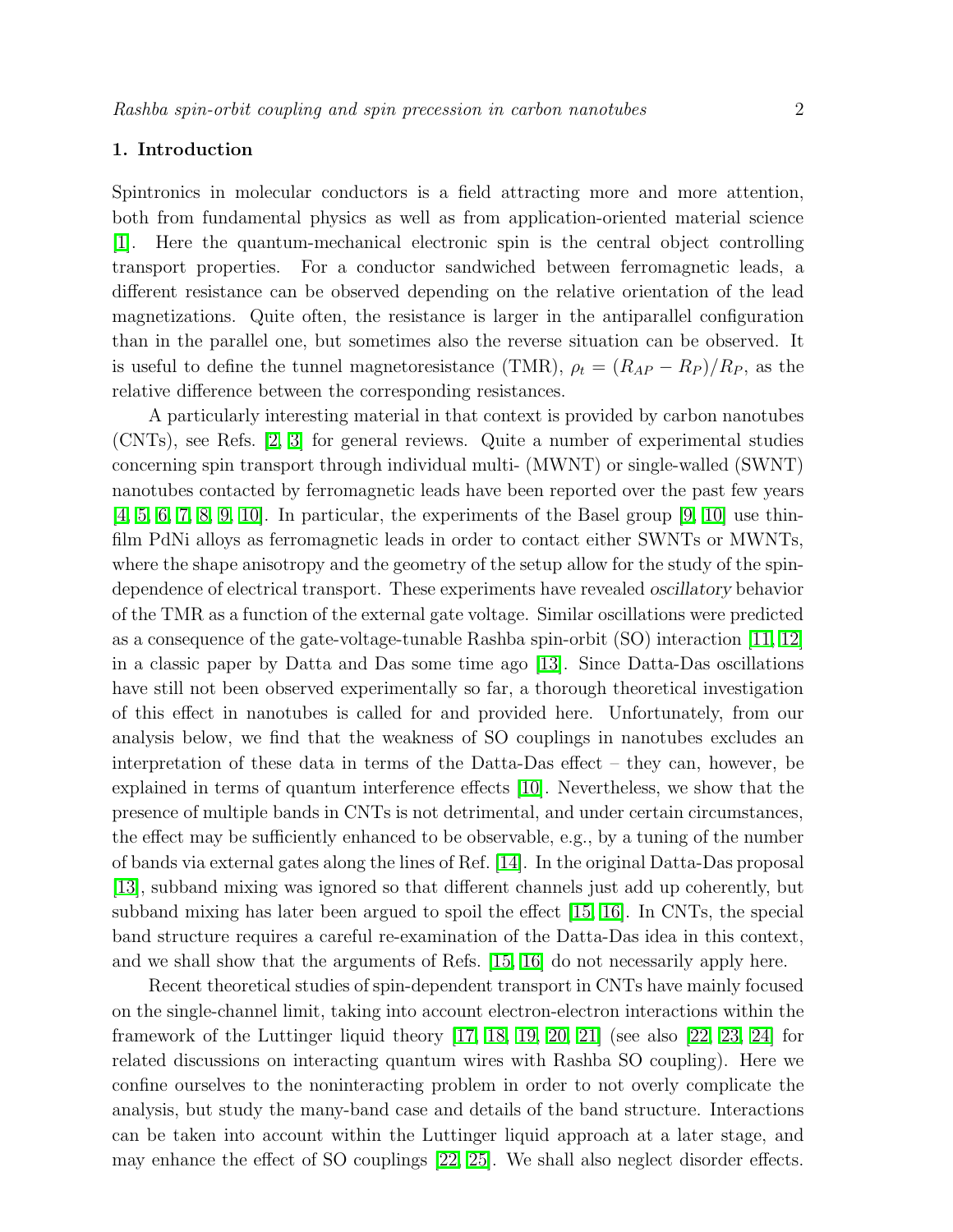## 1. Introduction

Spintronics in molecular conductors is a field attracting more and more attention, both from fundamental physics as well as from application-oriented material science [1]. Here the quantum-mechanical electronic spin is the central object controlling transport properties. For a conductor sandwiched between ferromagnetic leads, a different resistance can be observed depending on the relative orientation of the lead magnetizations. Quite often, the resistance is larger in the antiparallel configuration than in the parallel one, but sometimes also the reverse situation can be observed. It is useful to define the tunnel magnetoresistance (TMR), $\rho_t = (R_{AP} - R_P)/R_P$, as the relative difference between the corresponding resistances.

A particularly interesting material in that context is provided by carbon nanotubes (CNTs), see Refs. [2, 3] for general reviews. Quite a number of experimental studies concerning spin transport through individual multi- (MWNT) or single-walled (SWNT) nanotubes contacted by ferromagnetic leads have been reported over the past few years [4, 5, 6, 7, 8, 9, 10]. In particular, the experiments of the Basel group [9, 10] use thin-film PdNi alloys as ferromagnetic leads in order to contact either SWNTs or MWNTs, where the shape anisotropy and the geometry of the setup allow for the study of the spin-dependence of electrical transport. These experiments have revealed *oscillatory* behavior of the TMR as a function of the external gate voltage. Similar oscillations were predicted as a consequence of the gate-voltage-tunable Rashba spin-orbit (SO) interaction [11, 12] in a classic paper by Datta and Das some time ago [13]. Since Datta-Das oscillations have still not been observed experimentally so far, a thorough theoretical investigation of this effect in nanotubes is called for and provided here. Unfortunately, from our analysis below, we find that the weakness of SO couplings in nanotubes excludes an interpretation of these data in terms of the Datta-Das effect – they can, however, be explained in terms of quantum interference effects [10]. Nevertheless, we show that the presence of multiple bands in CNTs is not detrimental, and under certain circumstances, the effect may be sufficiently enhanced to be observable, e.g., by a tuning of the number of bands via external gates along the lines of Ref. [14]. In the original Datta-Das proposal [13], subband mixing was ignored so that different channels just add up coherently, but subband mixing has later been argued to spoil the effect [15, 16]. In CNTs, the special band structure requires a careful re-examination of the Datta-Das idea in this context, and we shall show that the arguments of Refs. [15, 16] do not necessarily apply here.

Recent theoretical studies of spin-dependent transport in CNTs have mainly focused on the single-channel limit, taking into account electron-electron interactions within the framework of the Luttinger liquid theory [17, 18, 19, 20, 21] (see also [22, 23, 24] for related discussions on interacting quantum wires with Rashba SO coupling). Here we confine ourselves to the noninteracting problem in order to not overly complicate the analysis, but study the many-band case and details of the band structure. Interactions can be taken into account within the Luttinger liquid approach at a later stage, and may enhance the effect of SO couplings [22, 25]. We shall also neglect disorder effects.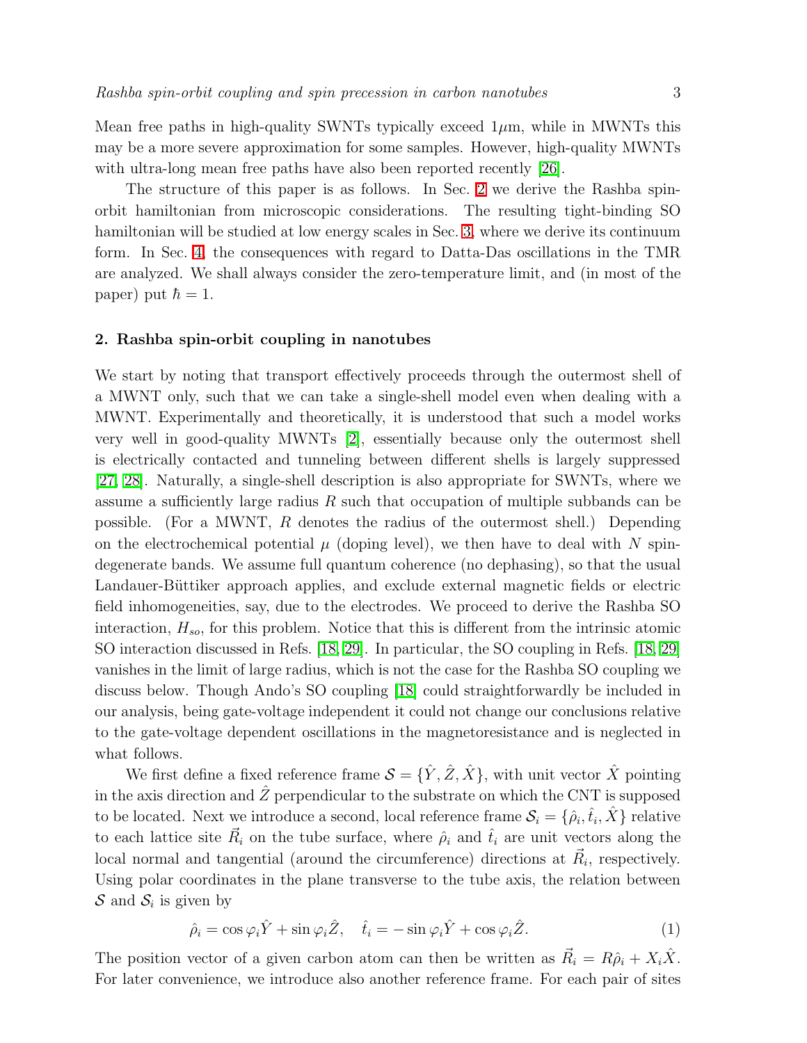Mean free paths in high-quality SWNTs typically exceed $1\mu$m, while in MWNTs this may be a more severe approximation for some samples. However, high-quality MWNTs with ultra-long mean free paths have also been reported recently [26].

The structure of this paper is as follows. In Sec. 2 we derive the Rashba spin-orbit hamiltonian from microscopic considerations. The resulting tight-binding SO hamiltonian will be studied at low energy scales in Sec. 3, where we derive its continuum form. In Sec. 4, the consequences with regard to Datta-Das oscillations in the TMR are analyzed. We shall always consider the zero-temperature limit, and (in most of the paper) put $\hbar = 1$.

## 2. Rashba spin-orbit coupling in nanotubes

We start by noting that transport effectively proceeds through the outermost shell of a MWNT only, such that we can take a single-shell model even when dealing with a MWNT. Experimentally and theoretically, it is understood that such a model works very well in good-quality MWNTs [2], essentially because only the outermost shell is electrically contacted and tunneling between different shells is largely suppressed [27, 28]. Naturally, a single-shell description is also appropriate for SWNTs, where we assume a sufficiently large radius $R$ such that occupation of multiple subbands can be possible. (For a MWNT, $R$ denotes the radius of the outermost shell.) Depending on the electrochemical potential $\mu$ (doping level), we then have to deal with $N$ spin-degenerate bands. We assume full quantum coherence (no dephasing), so that the usual Landauer-Büttiker approach applies, and exclude external magnetic fields or electric field inhomogeneities, say, due to the electrodes. We proceed to derive the Rashba SO interaction, $H_{so}$, for this problem. Notice that this is different from the intrinsic atomic SO interaction discussed in Refs. [18, 29]. In particular, the SO coupling in Refs. [18, 29] vanishes in the limit of large radius, which is not the case for the Rashba SO coupling we discuss below. Though Ando's SO coupling [18] could straightforwardly be included in our analysis, being gate-voltage independent it could not change our conclusions relative to the gate-voltage dependent oscillations in the magnetoresistance and is neglected in what follows.

We first define a fixed reference frame $\mathcal{S} = \{\hat{Y}, \hat{Z}, \hat{X}\}$, with unit vector $\hat{X}$ pointing in the axis direction and $\hat{Z}$ perpendicular to the substrate on which the CNT is supposed to be located. Next we introduce a second, local reference frame $\mathcal{S}_i = \{\hat{\rho}_i, \hat{t}_i, \hat{X}\}$ relative to each lattice site $\vec{R}_i$ on the tube surface, where $\hat{\rho}_i$ and $\hat{t}_i$ are unit vectors along the local normal and tangential (around the circumference) directions at $\vec{R}_i$, respectively. Using polar coordinates in the plane transverse to the tube axis, the relation between $\mathcal{S}$ and $\mathcal{S}_i$ is given by

$$\hat{\rho}_i = \cos\varphi_i \hat{Y} + \sin\varphi_i \hat{Z}, \quad \hat{t}_i = -\sin\varphi_i \hat{Y} + \cos\varphi_i \hat{Z}. \tag{1}$$

The position vector of a given carbon atom can then be written as $\vec{R}_i = R\hat{\rho}_i + X_i\hat{X}$. For later convenience, we introduce also another reference frame. For each pair of sites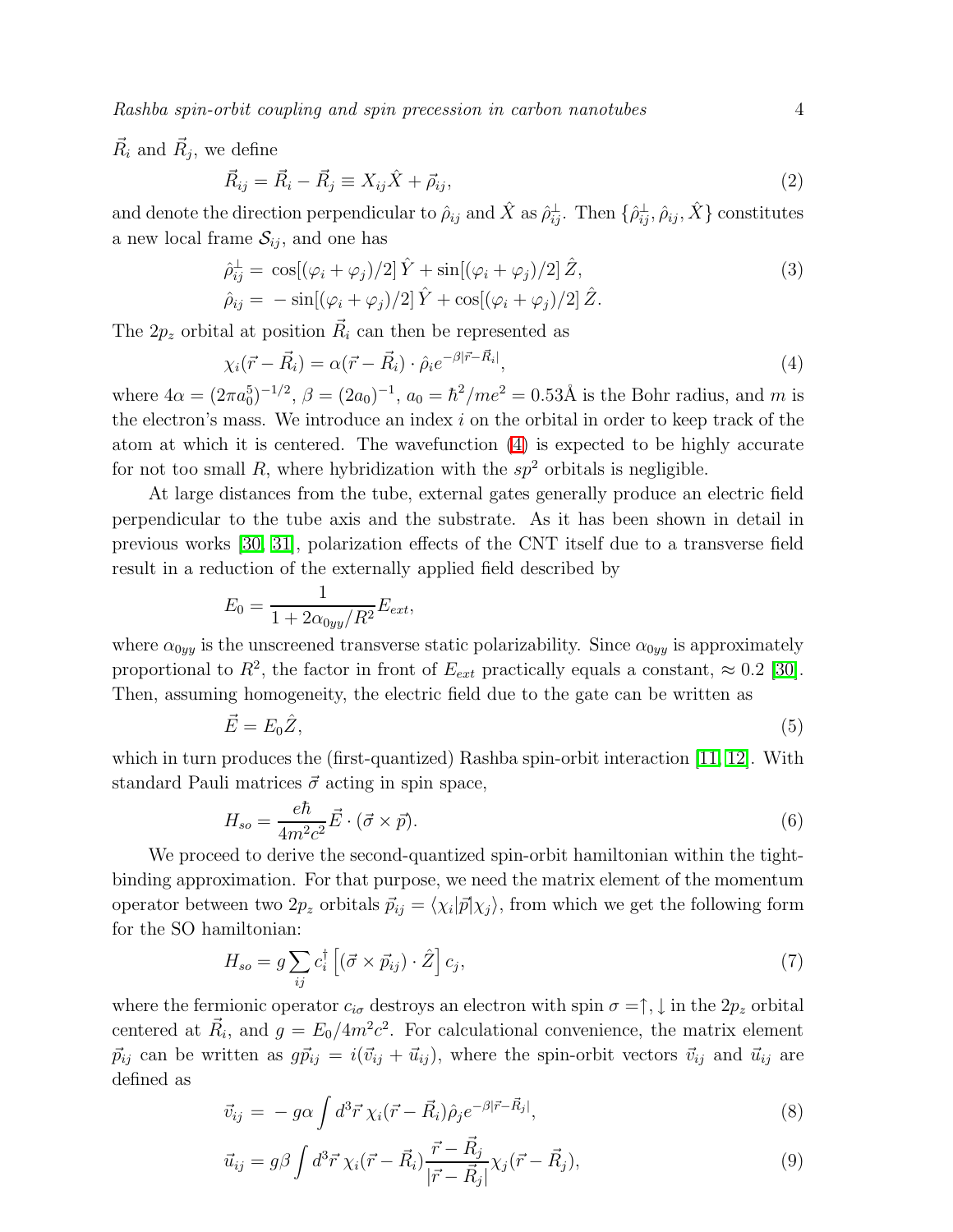$\vec{R}_i$ and $\vec{R}_j$, we define

$$\vec{R}_{ij} = \vec{R}_i - \vec{R}_j \equiv X_{ij}\hat{X} + \vec{\rho}_{ij}, \tag{2}$$

and denote the direction perpendicular to $\hat{\rho}_{ij}$ and $\hat{X}$ as $\hat{\rho}_{ij}^{\perp}$. Then $\{\hat{\rho}_{ij}^{\perp}, \hat{\rho}_{ij}, \hat{X}\}$ constitutes a new local frame $\mathcal{S}_{ij}$, and one has

$$\begin{aligned} \hat{\rho}_{ij}^{\perp} &= \cos[(\varphi_i + \varphi_j)/2]\,\hat{Y} + \sin[(\varphi_i + \varphi_j)/2]\,\hat{Z}, \\ \hat{\rho}_{ij} &= -\sin[(\varphi_i + \varphi_j)/2]\,\hat{Y} + \cos[(\varphi_i + \varphi_j)/2]\,\hat{Z}. \end{aligned} \tag{3}$$

The $2p_z$ orbital at position $\vec{R}_i$ can then be represented as

$$\chi_i(\vec{r} - \vec{R}_i) = \alpha(\vec{r} - \vec{R}_i) \cdot \hat{\rho}_i e^{-\beta|\vec{r} - \vec{R}_i|}, \tag{4}$$

where $4\alpha = (2\pi a_0^5)^{-1/2}$, $\beta = (2a_0)^{-1}$, $a_0 = \hbar^2/me^2 = 0.53$Å is the Bohr radius, and $m$ is the electron's mass. We introduce an index $i$ on the orbital in order to keep track of the atom at which it is centered. The wavefunction (4) is expected to be highly accurate for not too small $R$, where hybridization with the $sp^2$ orbitals is negligible.

At large distances from the tube, external gates generally produce an electric field perpendicular to the tube axis and the substrate. As it has been shown in detail in previous works [30, 31], polarization effects of the CNT itself due to a transverse field result in a reduction of the externally applied field described by

$$E_0 = \frac{1}{1 + 2\alpha_{0yy}/R^2} E_{ext},$$

where $\alpha_{0yy}$ is the unscreened transverse static polarizability. Since $\alpha_{0yy}$ is approximately proportional to $R^2$, the factor in front of $E_{ext}$ practically equals a constant, $\approx 0.2$ [30]. Then, assuming homogeneity, the electric field due to the gate can be written as

$$\vec{E} = E_0\hat{Z}, \tag{5}$$

which in turn produces the (first-quantized) Rashba spin-orbit interaction [11, 12]. With standard Pauli matrices $\vec{\sigma}$ acting in spin space,

$$H_{so} = \frac{e\hbar}{4m^2c^2}\vec{E} \cdot (\vec{\sigma} \times \vec{p}). \tag{6}$$

We proceed to derive the second-quantized spin-orbit hamiltonian within the tight-binding approximation. For that purpose, we need the matrix element of the momentum operator between two $2p_z$ orbitals $\vec{p}_{ij} = \langle \chi_i | \vec{p} | \chi_j \rangle$, from which we get the following form for the SO hamiltonian:

$$H_{so} = g\sum_{ij} c_i^{\dagger} \left[ (\vec{\sigma} \times \vec{p}_{ij}) \cdot \hat{Z} \right] c_j, \tag{7}$$

where the fermionic operator $c_{i\sigma}$ destroys an electron with spin $\sigma = \uparrow, \downarrow$ in the $2p_z$ orbital centered at $\vec{R}_i$, and $g = E_0/4m^2c^2$. For calculational convenience, the matrix element $\vec{p}_{ij}$ can be written as $g\vec{p}_{ij} = i(\vec{v}_{ij} + \vec{u}_{ij})$, where the spin-orbit vectors $\vec{v}_{ij}$ and $\vec{u}_{ij}$ are defined as

$$\vec{v}_{ij} = -g\alpha \int d^3\vec{r}\, \chi_i(\vec{r} - \vec{R}_i)\hat{\rho}_j e^{-\beta|\vec{r} - \vec{R}_j|}, \tag{8}$$

$$\vec{u}_{ij} = g\beta \int d^3\vec{r}\, \chi_i(\vec{r} - \vec{R}_i) \frac{\vec{r} - \vec{R}_j}{|\vec{r} - \vec{R}_j|} \chi_j(\vec{r} - \vec{R}_j), \tag{9}$$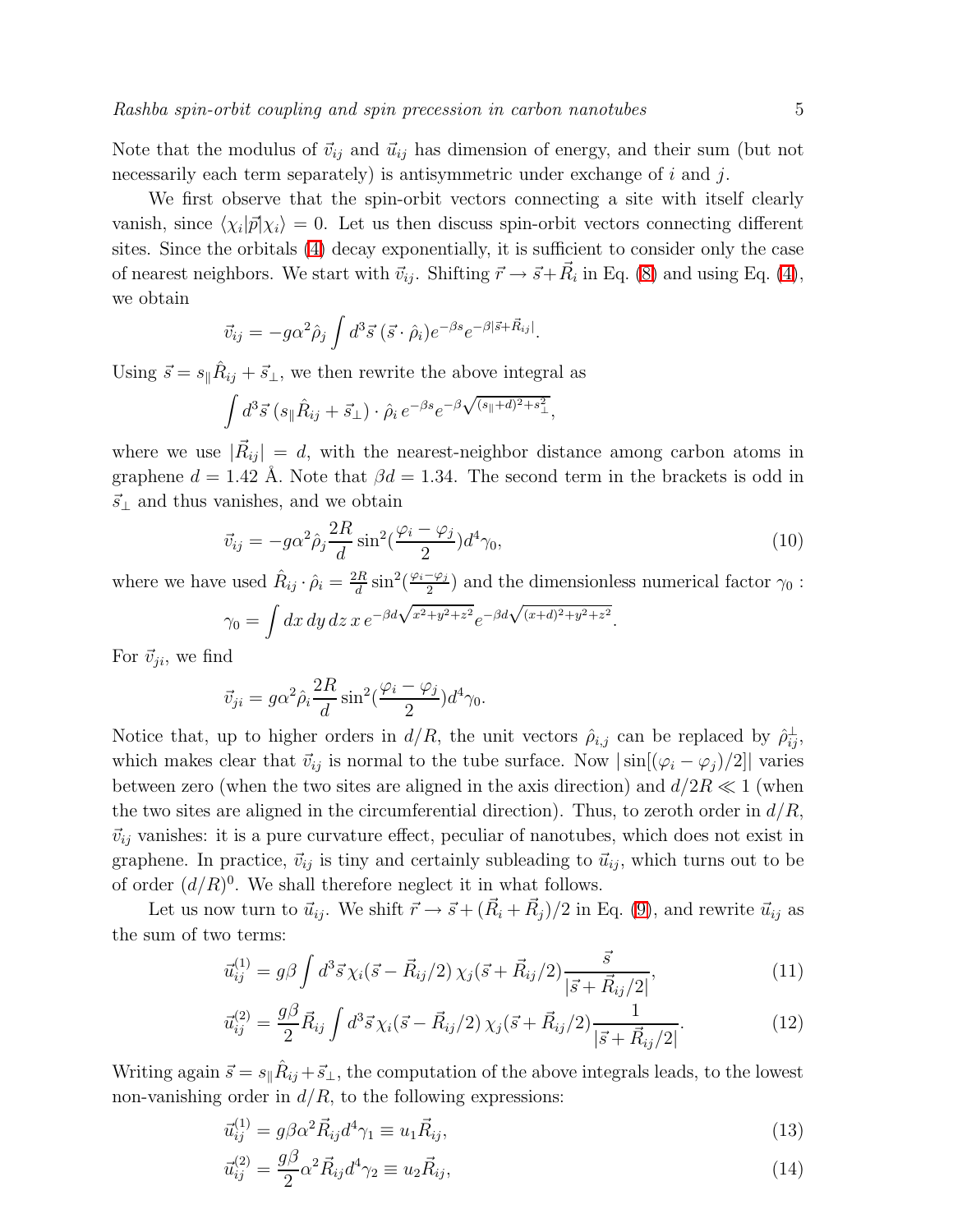Note that the modulus of $\vec{v}_{ij}$ and $\vec{u}_{ij}$ has dimension of energy, and their sum (but not necessarily each term separately) is antisymmetric under exchange of $i$ and $j$.

We first observe that the spin-orbit vectors connecting a site with itself clearly vanish, since $\langle \chi_i | \vec{p} | \chi_i \rangle = 0$. Let us then discuss spin-orbit vectors connecting different sites. Since the orbitals (4) decay exponentially, it is sufficient to consider only the case of nearest neighbors. We start with $\vec{v}_{ij}$. Shifting $\vec{r} \to \vec{s} + \vec{R}_i$ in Eq. (8) and using Eq. (4), we obtain

$$\vec{v}_{ij} = -g\alpha^2 \hat{\rho}_j \int d^3\vec{s}\, (\vec{s} \cdot \hat{\rho}_i) e^{-\beta s} e^{-\beta |\vec{s} + \vec{R}_{ij}|}.$$

Using $\vec{s} = s_\parallel \hat{R}_{ij} + \vec{s}_\perp$, we then rewrite the above integral as

$$\int d^3\vec{s}\, (s_\parallel \hat{R}_{ij} + \vec{s}_\perp) \cdot \hat{\rho}_i \, e^{-\beta s} e^{-\beta \sqrt{(s_\parallel + d)^2 + s_\perp^2}},$$

where we use $|\vec{R}_{ij}| = d$, with the nearest-neighbor distance among carbon atoms in graphene $d = 1.42$ Å. Note that $\beta d = 1.34$. The second term in the brackets is odd in $\vec{s}_\perp$ and thus vanishes, and we obtain

$$\vec{v}_{ij} = -g\alpha^2 \hat{\rho}_j \frac{2R}{d} \sin^2\!\left(\frac{\varphi_i - \varphi_j}{2}\right) d^4 \gamma_0, \tag{10}$$

where we have used $\hat{R}_{ij} \cdot \hat{\rho}_i = \frac{2R}{d} \sin^2\!\left(\frac{\varphi_i - \varphi_j}{2}\right)$ and the dimensionless numerical factor $\gamma_0$ :

$$\gamma_0 = \int dx\, dy\, dz\, x\, e^{-\beta d \sqrt{x^2 + y^2 + z^2}} e^{-\beta d \sqrt{(x+d)^2 + y^2 + z^2}}.$$

For $\vec{v}_{ji}$, we find

$$\vec{v}_{ji} = g\alpha^2 \hat{\rho}_i \frac{2R}{d} \sin^2\!\left(\frac{\varphi_i - \varphi_j}{2}\right) d^4 \gamma_0.$$

Notice that, up to higher orders in $d/R$, the unit vectors $\hat{\rho}_{i,j}$ can be replaced by $\hat{\rho}_{ij}^\perp$, which makes clear that $\vec{v}_{ij}$ is normal to the tube surface. Now $|\sin[(\varphi_i - \varphi_j)/2]|$ varies between zero (when the two sites are aligned in the axis direction) and $d/2R \ll 1$ (when the two sites are aligned in the circumferential direction). Thus, to zeroth order in $d/R$, $\vec{v}_{ij}$ vanishes: it is a pure curvature effect, peculiar of nanotubes, which does not exist in graphene. In practice, $\vec{v}_{ij}$ is tiny and certainly subleading to $\vec{u}_{ij}$, which turns out to be of order $(d/R)^0$. We shall therefore neglect it in what follows.

Let us now turn to $\vec{u}_{ij}$. We shift $\vec{r} \to \vec{s} + (\vec{R}_i + \vec{R}_j)/2$ in Eq. (9), and rewrite $\vec{u}_{ij}$ as the sum of two terms:

$$\vec{u}_{ij}^{(1)} = g\beta \int d^3\vec{s}\, \chi_i(\vec{s} - \vec{R}_{ij}/2)\, \chi_j(\vec{s} + \vec{R}_{ij}/2) \frac{\vec{s}}{|\vec{s} + \vec{R}_{ij}/2|}, \tag{11}$$

$$\vec{u}_{ij}^{(2)} = \frac{g\beta}{2} \vec{R}_{ij} \int d^3\vec{s}\, \chi_i(\vec{s} - \vec{R}_{ij}/2)\, \chi_j(\vec{s} + \vec{R}_{ij}/2) \frac{1}{|\vec{s} + \vec{R}_{ij}/2|}. \tag{12}$$

Writing again $\vec{s} = s_\parallel \hat{R}_{ij} + \vec{s}_\perp$, the computation of the above integrals leads, to the lowest non-vanishing order in $d/R$, to the following expressions:

$$\vec{u}_{ij}^{(1)} = g\beta\alpha^2 \vec{R}_{ij} d^4 \gamma_1 \equiv u_1 \vec{R}_{ij}, \tag{13}$$

$$\vec{u}_{ij}^{(2)} = \frac{g\beta}{2} \alpha^2 \vec{R}_{ij} d^4 \gamma_2 \equiv u_2 \vec{R}_{ij}, \tag{14}$$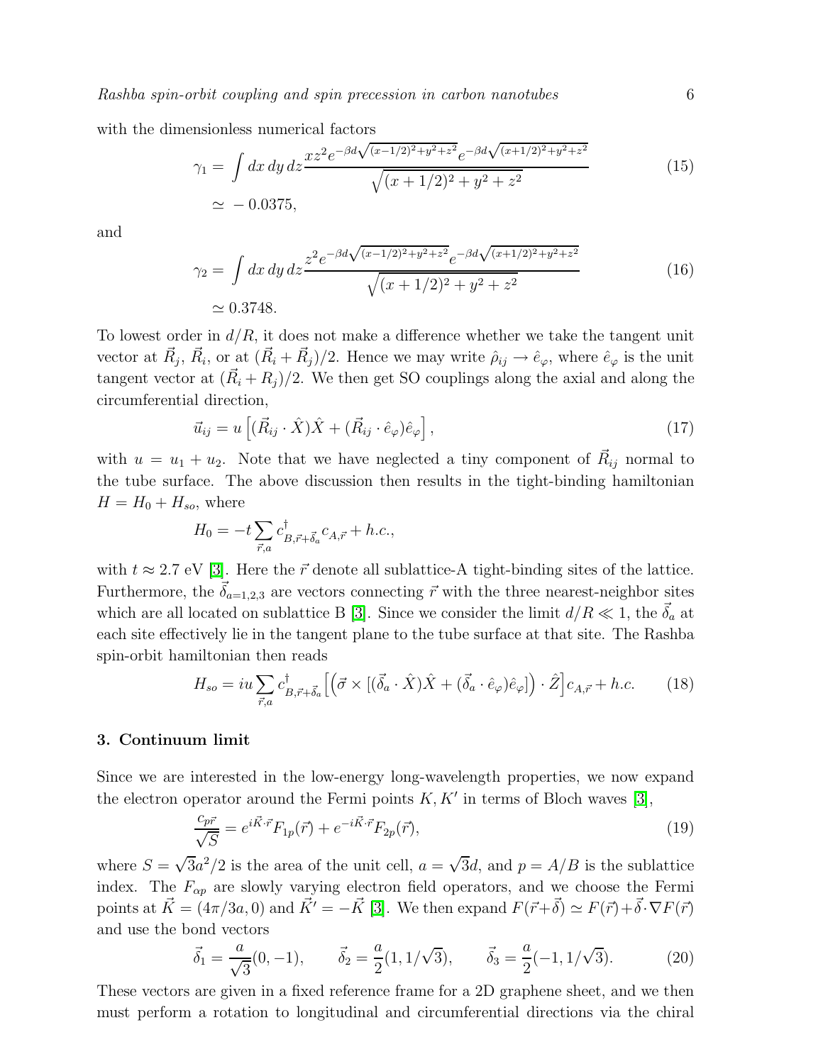with the dimensionless numerical factors

$$\gamma_1 = \int dx\, dy\, dz \frac{xz^2 e^{-\beta d\sqrt{(x-1/2)^2+y^2+z^2}} e^{-\beta d\sqrt{(x+1/2)^2+y^2+z^2}}}{\sqrt{(x+1/2)^2+y^2+z^2}} \simeq -0.0375, \tag{15}$$

and

$$\gamma_2 = \int dx\, dy\, dz \frac{z^2 e^{-\beta d\sqrt{(x-1/2)^2+y^2+z^2}} e^{-\beta d\sqrt{(x+1/2)^2+y^2+z^2}}}{\sqrt{(x+1/2)^2+y^2+z^2}} \simeq 0.3748. \tag{16}$$

To lowest order in $d/R$, it does not make a difference whether we take the tangent unit vector at $\vec{R}_j$, $\vec{R}_i$, or at $(\vec{R}_i + \vec{R}_j)/2$. Hence we may write $\hat{\rho}_{ij} \to \hat{e}_\varphi$, where $\hat{e}_\varphi$ is the unit tangent vector at $(\vec{R}_i + R_j)/2$. We then get SO couplings along the axial and along the circumferential direction,

$$\vec{u}_{ij} = u \left[ (\vec{R}_{ij} \cdot \hat{X})\hat{X} + (\vec{R}_{ij} \cdot \hat{e}_\varphi)\hat{e}_\varphi \right], \tag{17}$$

with $u = u_1 + u_2$. Note that we have neglected a tiny component of $\vec{R}_{ij}$ normal to the tube surface. The above discussion then results in the tight-binding hamiltonian $H = H_0 + H_{so}$, where

$$H_0 = -t \sum_{\vec{r},a} c^\dagger_{B,\vec{r}+\vec{\delta}_a} c_{A,\vec{r}} + h.c.,$$

with $t \approx 2.7$ eV [3]. Here the $\vec{r}$ denote all sublattice-A tight-binding sites of the lattice. Furthermore, the $\vec{\delta}_{a=1,2,3}$ are vectors connecting $\vec{r}$ with the three nearest-neighbor sites which are all located on sublattice B [3]. Since we consider the limit $d/R \ll 1$, the $\vec{\delta}_a$ at each site effectively lie in the tangent plane to the tube surface at that site. The Rashba spin-orbit hamiltonian then reads

$$H_{so} = iu \sum_{\vec{r},a} c^\dagger_{B,\vec{r}+\vec{\delta}_a} \left[ \left( \vec{\sigma} \times [(\vec{\delta}_a \cdot \hat{X})\hat{X} + (\vec{\delta}_a \cdot \hat{e}_\varphi)\hat{e}_\varphi] \right) \cdot \hat{Z} \right] c_{A,\vec{r}} + h.c. \tag{18}$$

## 3. Continuum limit

Since we are interested in the low-energy long-wavelength properties, we now expand the electron operator around the Fermi points $K, K'$ in terms of Bloch waves [3],

$$\frac{c_{p\vec{r}}}{\sqrt{S}} = e^{i\vec{K}\cdot\vec{r}} F_{1p}(\vec{r}) + e^{-i\vec{K}\cdot\vec{r}} F_{2p}(\vec{r}), \tag{19}$$

where $S = \sqrt{3}a^2/2$ is the area of the unit cell, $a = \sqrt{3}d$, and $p = A/B$ is the sublattice index. The $F_{\alpha p}$ are slowly varying electron field operators, and we choose the Fermi points at $\vec{K} = (4\pi/3a, 0)$ and $\vec{K}' = -\vec{K}$ [3]. We then expand $F(\vec{r}+\vec{\delta}) \simeq F(\vec{r}) + \vec{\delta}\cdot\nabla F(\vec{r})$ and use the bond vectors

$$\vec{\delta}_1 = \frac{a}{\sqrt{3}}(0, -1), \qquad \vec{\delta}_2 = \frac{a}{2}(1, 1/\sqrt{3}), \qquad \vec{\delta}_3 = \frac{a}{2}(-1, 1/\sqrt{3}). \tag{20}$$

These vectors are given in a fixed reference frame for a 2D graphene sheet, and we then must perform a rotation to longitudinal and circumferential directions via the chiral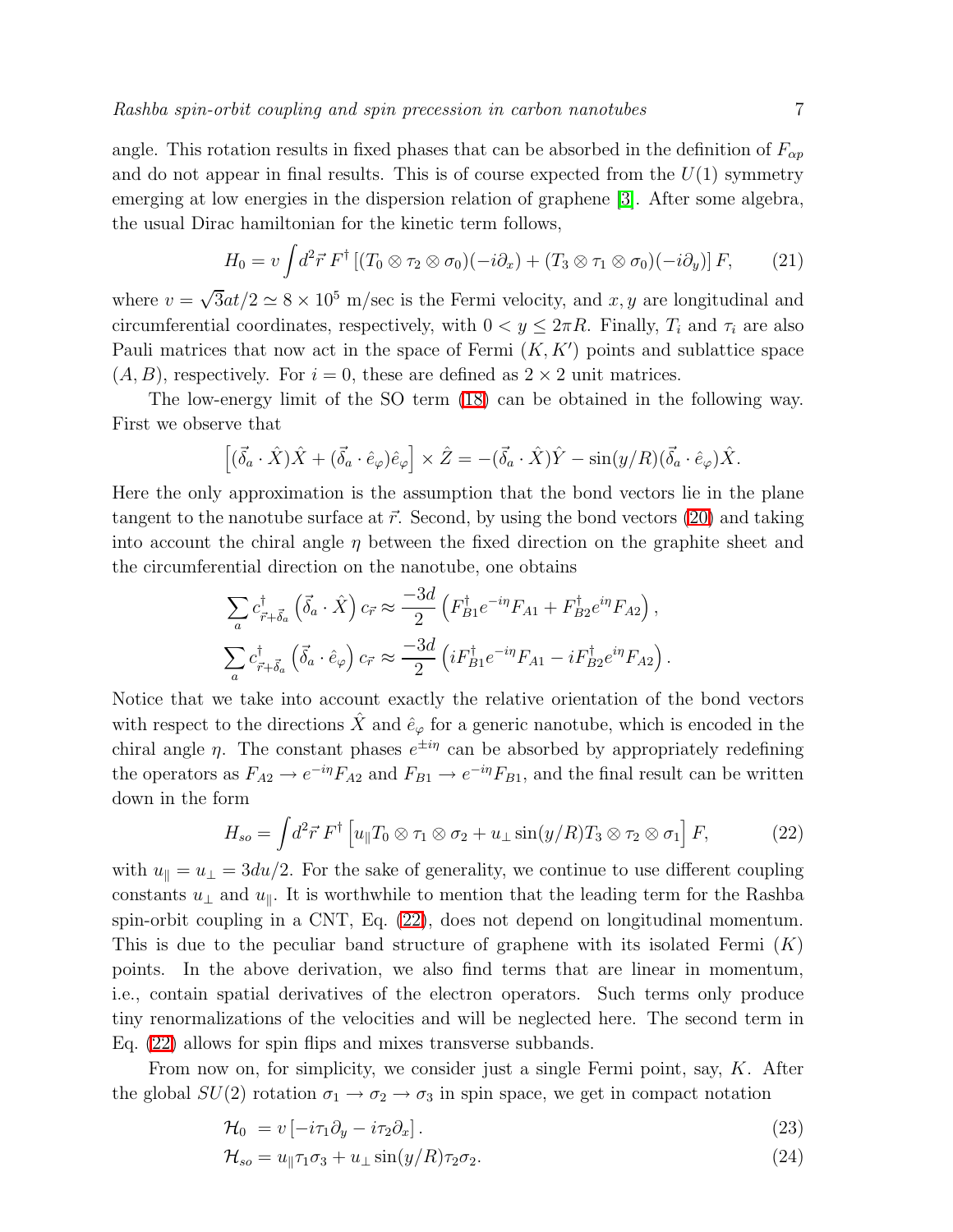angle. This rotation results in fixed phases that can be absorbed in the definition of $F_{\alpha p}$ and do not appear in final results. This is of course expected from the $U(1)$ symmetry emerging at low energies in the dispersion relation of graphene [3]. After some algebra, the usual Dirac hamiltonian for the kinetic term follows,

$$H_0 = v \int d^2\vec{r}\, F^\dagger \left[(T_0 \otimes \tau_2 \otimes \sigma_0)(-i\partial_x) + (T_3 \otimes \tau_1 \otimes \sigma_0)(-i\partial_y)\right] F, \tag{21}$$

where $v = \sqrt{3}at/2 \simeq 8 \times 10^5$ m/sec is the Fermi velocity, and $x, y$ are longitudinal and circumferential coordinates, respectively, with $0 < y \leq 2\pi R$. Finally, $T_i$ and $\tau_i$ are also Pauli matrices that now act in the space of Fermi $(K, K')$ points and sublattice space $(A, B)$, respectively. For $i = 0$, these are defined as $2 \times 2$ unit matrices.

The low-energy limit of the SO term (18) can be obtained in the following way. First we observe that

$$\left[(\vec{\delta}_a \cdot \hat{X})\hat{X} + (\vec{\delta}_a \cdot \hat{e}_\varphi)\hat{e}_\varphi\right] \times \hat{Z} = -(\vec{\delta}_a \cdot \hat{X})\hat{Y} - \sin(y/R)(\vec{\delta}_a \cdot \hat{e}_\varphi)\hat{X}.$$

Here the only approximation is the assumption that the bond vectors lie in the plane tangent to the nanotube surface at $\vec{r}$. Second, by using the bond vectors (20) and taking into account the chiral angle $\eta$ between the fixed direction on the graphite sheet and the circumferential direction on the nanotube, one obtains

$$\sum_a c^\dagger_{\vec{r}+\vec{\delta}_a} \left(\vec{\delta}_a \cdot \hat{X}\right) c_{\vec{r}} \approx \frac{-3d}{2} \left(F^\dagger_{B1} e^{-i\eta} F_{A1} + F^\dagger_{B2} e^{i\eta} F_{A2}\right),$$

$$\sum_a c^\dagger_{\vec{r}+\vec{\delta}_a} \left(\vec{\delta}_a \cdot \hat{e}_\varphi\right) c_{\vec{r}} \approx \frac{-3d}{2} \left(iF^\dagger_{B1} e^{-i\eta} F_{A1} - iF^\dagger_{B2} e^{i\eta} F_{A2}\right).$$

Notice that we take into account exactly the relative orientation of the bond vectors with respect to the directions $\hat{X}$ and $\hat{e}_\varphi$ for a generic nanotube, which is encoded in the chiral angle $\eta$. The constant phases $e^{\pm i\eta}$ can be absorbed by appropriately redefining the operators as $F_{A2} \to e^{-i\eta} F_{A2}$ and $F_{B1} \to e^{-i\eta} F_{B1}$, and the final result can be written down in the form

$$H_{so} = \int d^2\vec{r}\, F^\dagger \left[u_\parallel T_0 \otimes \tau_1 \otimes \sigma_2 + u_\perp \sin(y/R) T_3 \otimes \tau_2 \otimes \sigma_1\right] F, \tag{22}$$

with $u_\parallel = u_\perp = 3du/2$. For the sake of generality, we continue to use different coupling constants $u_\perp$ and $u_\parallel$. It is worthwhile to mention that the leading term for the Rashba spin-orbit coupling in a CNT, Eq. (22), does not depend on longitudinal momentum. This is due to the peculiar band structure of graphene with its isolated Fermi $(K)$ points. In the above derivation, we also find terms that are linear in momentum, i.e., contain spatial derivatives of the electron operators. Such terms only produce tiny renormalizations of the velocities and will be neglected here. The second term in Eq. (22) allows for spin flips and mixes transverse subbands.

From now on, for simplicity, we consider just a single Fermi point, say, $K$. After the global $SU(2)$ rotation $\sigma_1 \to \sigma_2 \to \sigma_3$ in spin space, we get in compact notation

$$\mathcal{H}_0 = v\left[-i\tau_1\partial_y - i\tau_2\partial_x\right]. \tag{23}$$

$$\mathcal{H}_{so} = u_\parallel \tau_1 \sigma_3 + u_\perp \sin(y/R)\tau_2\sigma_2. \tag{24}$$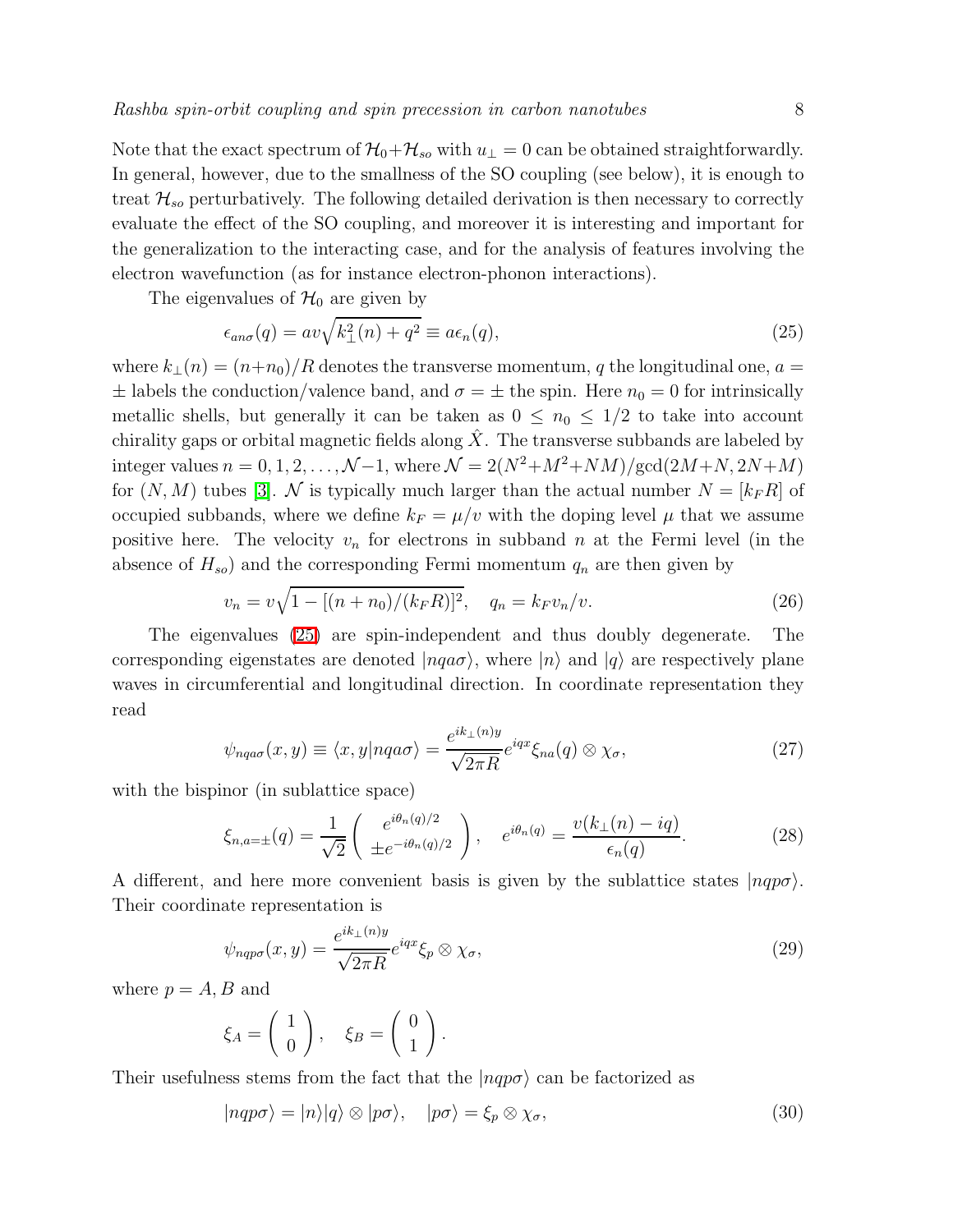Note that the exact spectrum of $\mathcal{H}_0+\mathcal{H}_{so}$ with $u_\perp = 0$ can be obtained straightforwardly. In general, however, due to the smallness of the SO coupling (see below), it is enough to treat $\mathcal{H}_{so}$ perturbatively. The following detailed derivation is then necessary to correctly evaluate the effect of the SO coupling, and moreover it is interesting and important for the generalization to the interacting case, and for the analysis of features involving the electron wavefunction (as for instance electron-phonon interactions).

The eigenvalues of $\mathcal{H}_0$ are given by

$$\epsilon_{an\sigma}(q) = av\sqrt{k_\perp^2(n) + q^2} \equiv a\epsilon_n(q), \tag{25}$$

where $k_\perp(n) = (n+n_0)/R$ denotes the transverse momentum, $q$ the longitudinal one, $a = \pm$ labels the conduction/valence band, and $\sigma = \pm$ the spin. Here $n_0 = 0$ for intrinsically metallic shells, but generally it can be taken as $0 \leq n_0 \leq 1/2$ to take into account chirality gaps or orbital magnetic fields along $\hat{X}$. The transverse subbands are labeled by integer values $n = 0, 1, 2, \ldots, \mathcal{N}-1$, where $\mathcal{N} = 2(N^2+M^2+NM)/\gcd(2M+N, 2N+M)$ for $(N, M)$ tubes [3]. $\mathcal{N}$ is typically much larger than the actual number $N = [k_F R]$ of occupied subbands, where we define $k_F = \mu/v$ with the doping level $\mu$ that we assume positive here. The velocity $v_n$ for electrons in subband $n$ at the Fermi level (in the absence of $H_{so}$) and the corresponding Fermi momentum $q_n$ are then given by

$$v_n = v\sqrt{1 - [(n + n_0)/(k_F R)]^2}, \quad q_n = k_F v_n/v. \tag{26}$$

The eigenvalues (25) are spin-independent and thus doubly degenerate. The corresponding eigenstates are denoted $|nqa\sigma\rangle$, where $|n\rangle$ and $|q\rangle$ are respectively plane waves in circumferential and longitudinal direction. In coordinate representation they read

$$\psi_{nqa\sigma}(x, y) \equiv \langle x, y|nqa\sigma\rangle = \frac{e^{ik_\perp(n)y}}{\sqrt{2\pi R}} e^{iqx} \xi_{na}(q) \otimes \chi_\sigma, \tag{27}$$

with the bispinor (in sublattice space)

$$\xi_{n,a=\pm}(q) = \frac{1}{\sqrt{2}} \begin{pmatrix} e^{i\theta_n(q)/2} \\ \pm e^{-i\theta_n(q)/2} \end{pmatrix}, \quad e^{i\theta_n(q)} = \frac{v(k_\perp(n) - iq)}{\epsilon_n(q)}. \tag{28}$$

A different, and here more convenient basis is given by the sublattice states $|nqp\sigma\rangle$. Their coordinate representation is

$$\psi_{nqp\sigma}(x, y) = \frac{e^{ik_\perp(n)y}}{\sqrt{2\pi R}} e^{iqx} \xi_p \otimes \chi_\sigma, \tag{29}$$

where $p = A, B$ and

$$\xi_A = \begin{pmatrix} 1 \\ 0 \end{pmatrix}, \quad \xi_B = \begin{pmatrix} 0 \\ 1 \end{pmatrix}.$$

Their usefulness stems from the fact that the $|nqp\sigma\rangle$ can be factorized as

$$|nqp\sigma\rangle = |n\rangle|q\rangle \otimes |p\sigma\rangle, \quad |p\sigma\rangle = \xi_p \otimes \chi_\sigma, \tag{30}$$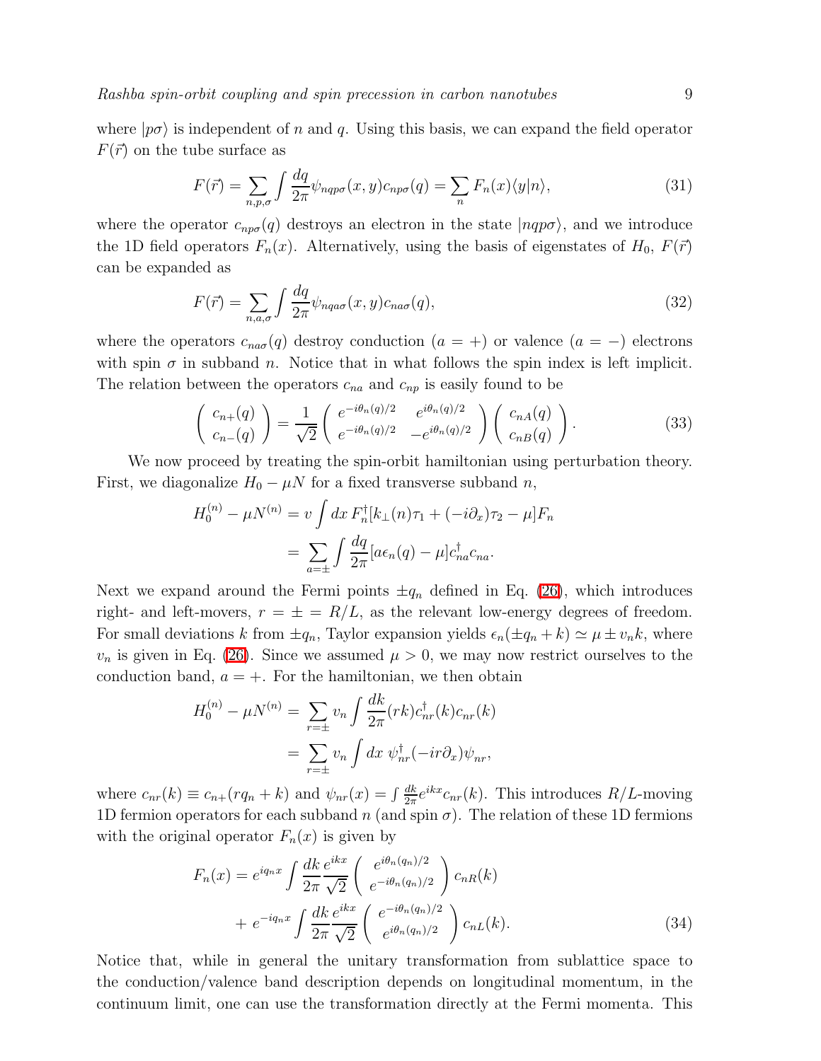where $|p\sigma\rangle$ is independent of $n$ and $q$. Using this basis, we can expand the field operator $F(\vec{r})$ on the tube surface as

$$F(\vec{r}) = \sum_{n,p,\sigma} \int \frac{dq}{2\pi} \psi_{nqp\sigma}(x,y) c_{np\sigma}(q) = \sum_n F_n(x) \langle y|n\rangle, \tag{31}$$

where the operator $c_{np\sigma}(q)$ destroys an electron in the state $|nqp\sigma\rangle$, and we introduce the 1D field operators $F_n(x)$. Alternatively, using the basis of eigenstates of $H_0$, $F(\vec{r})$ can be expanded as

$$F(\vec{r}) = \sum_{n,a,\sigma} \int \frac{dq}{2\pi} \psi_{nqa\sigma}(x,y) c_{na\sigma}(q), \tag{32}$$

where the operators $c_{na\sigma}(q)$ destroy conduction ($a=+$) or valence ($a=-$) electrons with spin $\sigma$ in subband $n$. Notice that in what follows the spin index is left implicit. The relation between the operators $c_{na}$ and $c_{np}$ is easily found to be

$$\begin{pmatrix} c_{n+}(q) \\ c_{n-}(q) \end{pmatrix} = \frac{1}{\sqrt{2}} \begin{pmatrix} e^{-i\theta_n(q)/2} & e^{i\theta_n(q)/2} \\ e^{-i\theta_n(q)/2} & -e^{i\theta_n(q)/2} \end{pmatrix} \begin{pmatrix} c_{nA}(q) \\ c_{nB}(q) \end{pmatrix}. \tag{33}$$

We now proceed by treating the spin-orbit hamiltonian using perturbation theory. First, we diagonalize $H_0 - \mu N$ for a fixed transverse subband $n$,

$$\begin{aligned} H_0^{(n)} - \mu N^{(n)} &= v \int dx\, F_n^\dagger [k_\perp(n)\tau_1 + (-i\partial_x)\tau_2 - \mu] F_n \\ &= \sum_{a=\pm} \int \frac{dq}{2\pi} [a\epsilon_n(q) - \mu] c_{na}^\dagger c_{na}. \end{aligned}$$

Next we expand around the Fermi points $\pm q_n$ defined in Eq. (26), which introduces right- and left-movers, $r = \pm = R/L$, as the relevant low-energy degrees of freedom. For small deviations $k$ from $\pm q_n$, Taylor expansion yields $\epsilon_n(\pm q_n + k) \simeq \mu \pm v_n k$, where $v_n$ is given in Eq. (26). Since we assumed $\mu > 0$, we may now restrict ourselves to the conduction band, $a = +$. For the hamiltonian, we then obtain

$$\begin{aligned} H_0^{(n)} - \mu N^{(n)} &= \sum_{r=\pm} v_n \int \frac{dk}{2\pi} (rk) c_{nr}^\dagger(k) c_{nr}(k) \\ &= \sum_{r=\pm} v_n \int dx\, \psi_{nr}^\dagger (-ir\partial_x) \psi_{nr}, \end{aligned}$$

where $c_{nr}(k) \equiv c_{n+}(rq_n + k)$ and $\psi_{nr}(x) = \int \frac{dk}{2\pi} e^{ikx} c_{nr}(k)$. This introduces $R/L$-moving 1D fermion operators for each subband $n$ (and spin $\sigma$). The relation of these 1D fermions with the original operator $F_n(x)$ is given by

$$\begin{aligned} F_n(x) &= e^{iq_n x} \int \frac{dk}{2\pi} \frac{e^{ikx}}{\sqrt{2}} \begin{pmatrix} e^{i\theta_n(q_n)/2} \\ e^{-i\theta_n(q_n)/2} \end{pmatrix} c_{nR}(k) \\ &+ e^{-iq_n x} \int \frac{dk}{2\pi} \frac{e^{ikx}}{\sqrt{2}} \begin{pmatrix} e^{-i\theta_n(q_n)/2} \\ e^{i\theta_n(q_n)/2} \end{pmatrix} c_{nL}(k). \end{aligned} \tag{34}$$

Notice that, while in general the unitary transformation from sublattice space to the conduction/valence band description depends on longitudinal momentum, in the continuum limit, one can use the transformation directly at the Fermi momenta. This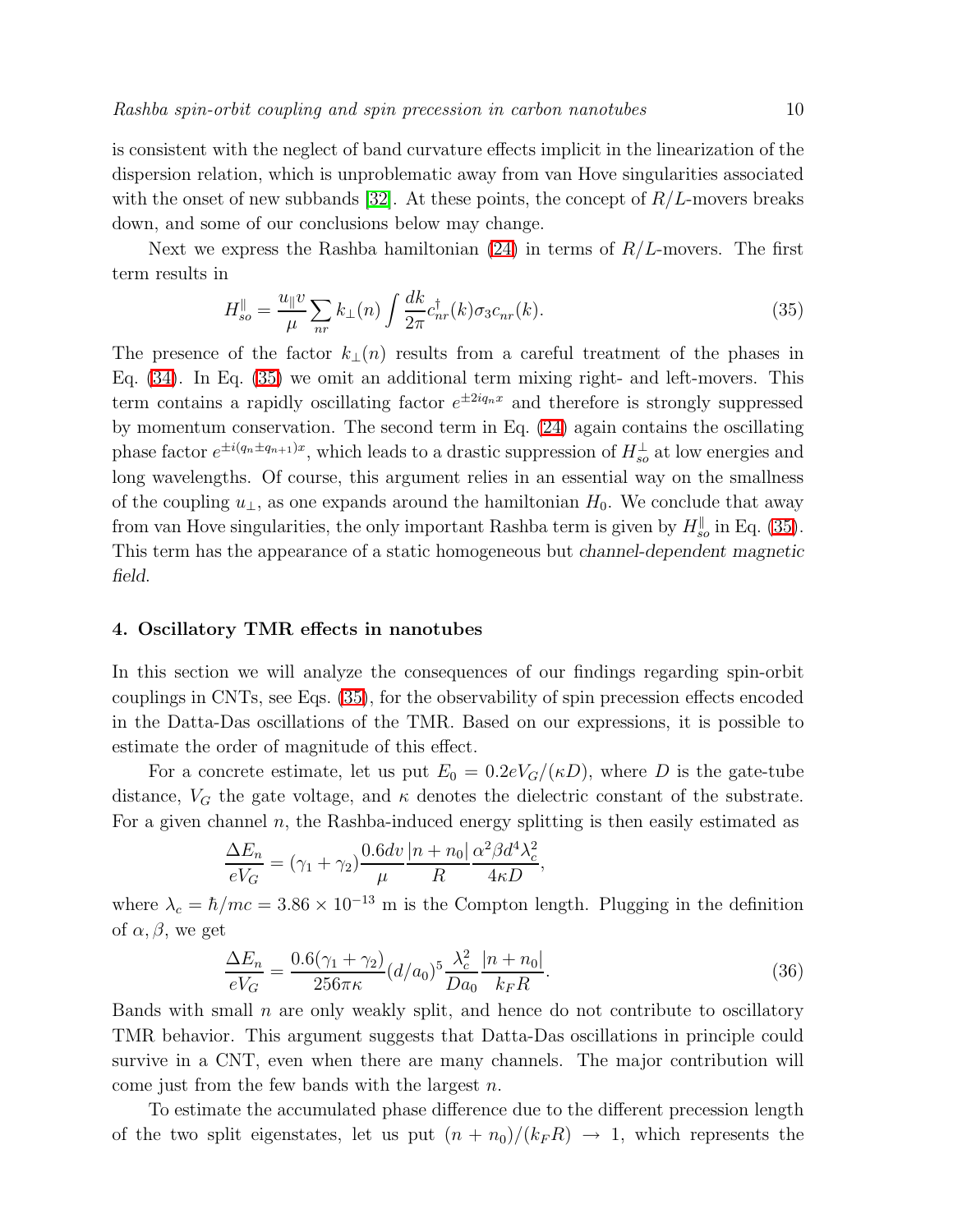is consistent with the neglect of band curvature effects implicit in the linearization of the dispersion relation, which is unproblematic away from van Hove singularities associated with the onset of new subbands [32]. At these points, the concept of $R/L$-movers breaks down, and some of our conclusions below may change.

Next we express the Rashba hamiltonian (24) in terms of $R/L$-movers. The first term results in

$$H_{so}^{\parallel} = \frac{u_{\parallel} v}{\mu} \sum_{nr} k_{\perp}(n) \int \frac{dk}{2\pi} c_{nr}^{\dagger}(k) \sigma_3 c_{nr}(k). \tag{35}$$

The presence of the factor $k_{\perp}(n)$ results from a careful treatment of the phases in Eq. (34). In Eq. (35) we omit an additional term mixing right- and left-movers. This term contains a rapidly oscillating factor $e^{\pm 2iq_n x}$ and therefore is strongly suppressed by momentum conservation. The second term in Eq. (24) again contains the oscillating phase factor $e^{\pm i(q_n \pm q_{n+1})x}$, which leads to a drastic suppression of $H_{so}^{\perp}$ at low energies and long wavelengths. Of course, this argument relies in an essential way on the smallness of the coupling $u_{\perp}$, as one expands around the hamiltonian $H_0$. We conclude that away from van Hove singularities, the only important Rashba term is given by $H_{so}^{\parallel}$ in Eq. (35). This term has the appearance of a static homogeneous but *channel-dependent magnetic field*.

## 4. Oscillatory TMR effects in nanotubes

In this section we will analyze the consequences of our findings regarding spin-orbit couplings in CNTs, see Eqs. (35), for the observability of spin precession effects encoded in the Datta-Das oscillations of the TMR. Based on our expressions, it is possible to estimate the order of magnitude of this effect.

For a concrete estimate, let us put $E_0 = 0.2eV_G/(\kappa D)$, where $D$ is the gate-tube distance, $V_G$ the gate voltage, and $\kappa$ denotes the dielectric constant of the substrate. For a given channel $n$, the Rashba-induced energy splitting is then easily estimated as

$$\frac{\Delta E_n}{eV_G} = (\gamma_1 + \gamma_2) \frac{0.6dv}{\mu} \frac{|n + n_0|}{R} \frac{\alpha^2 \beta d^4 \lambda_c^2}{4\kappa D},$$

where $\lambda_c = \hbar/mc = 3.86 \times 10^{-13}$ m is the Compton length. Plugging in the definition of $\alpha, \beta$, we get

$$\frac{\Delta E_n}{eV_G} = \frac{0.6(\gamma_1 + \gamma_2)}{256\pi\kappa} (d/a_0)^5 \frac{\lambda_c^2}{Da_0} \frac{|n + n_0|}{k_F R}. \tag{36}$$

Bands with small $n$ are only weakly split, and hence do not contribute to oscillatory TMR behavior. This argument suggests that Datta-Das oscillations in principle could survive in a CNT, even when there are many channels. The major contribution will come just from the few bands with the largest $n$.

To estimate the accumulated phase difference due to the different precession length of the two split eigenstates, let us put $(n + n_0)/(k_F R) \to 1$, which represents the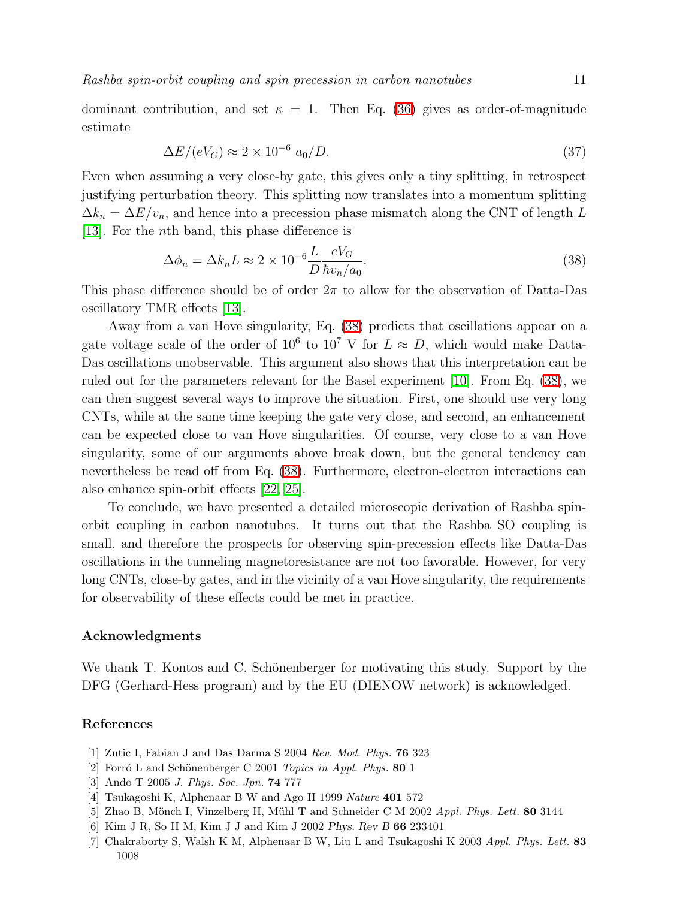dominant contribution, and set $\kappa = 1$. Then Eq. (36) gives as order-of-magnitude estimate

$$\Delta E/(eV_G) \approx 2 \times 10^{-6}\ a_0/D. \tag{37}$$

Even when assuming a very close-by gate, this gives only a tiny splitting, in retrospect justifying perturbation theory. This splitting now translates into a momentum splitting $\Delta k_n = \Delta E/v_n$, and hence into a precession phase mismatch along the CNT of length $L$ [13]. For the $n$th band, this phase difference is

$$\Delta\phi_n = \Delta k_n L \approx 2 \times 10^{-6} \frac{L}{D} \frac{eV_G}{\hbar v_n/a_0}. \tag{38}$$

This phase difference should be of order $2\pi$ to allow for the observation of Datta-Das oscillatory TMR effects [13].

Away from a van Hove singularity, Eq. (38) predicts that oscillations appear on a gate voltage scale of the order of $10^6$ to $10^7$ V for $L \approx D$, which would make Datta-Das oscillations unobservable. This argument also shows that this interpretation can be ruled out for the parameters relevant for the Basel experiment [10]. From Eq. (38), we can then suggest several ways to improve the situation. First, one should use very long CNTs, while at the same time keeping the gate very close, and second, an enhancement can be expected close to van Hove singularities. Of course, very close to a van Hove singularity, some of our arguments above break down, but the general tendency can nevertheless be read off from Eq. (38). Furthermore, electron-electron interactions can also enhance spin-orbit effects [22, 25].

To conclude, we have presented a detailed microscopic derivation of Rashba spin-orbit coupling in carbon nanotubes. It turns out that the Rashba SO coupling is small, and therefore the prospects for observing spin-precession effects like Datta-Das oscillations in the tunneling magnetoresistance are not too favorable. However, for very long CNTs, close-by gates, and in the vicinity of a van Hove singularity, the requirements for observability of these effects could be met in practice.

## Acknowledgments

We thank T. Kontos and C. Schönenberger for motivating this study. Support by the DFG (Gerhard-Hess program) and by the EU (DIENOW network) is acknowledged.

## References

[1] Zutic I, Fabian J and Das Darma S 2004 *Rev. Mod. Phys.* **76** 323

[2] Forró L and Schönenberger C 2001 *Topics in Appl. Phys.* **80** 1

[3] Ando T 2005 *J. Phys. Soc. Jpn.* **74** 777

[4] Tsukagoshi K, Alphenaar B W and Ago H 1999 *Nature* **401** 572

[5] Zhao B, Mönch I, Vinzelberg H, Mühl T and Schneider C M 2002 *Appl. Phys. Lett.* **80** 3144

[6] Kim J R, So H M, Kim J J and Kim J 2002 *Phys. Rev B* **66** 233401

[7] Chakraborty S, Walsh K M, Alphenaar B W, Liu L and Tsukagoshi K 2003 *Appl. Phys. Lett.* **83** 1008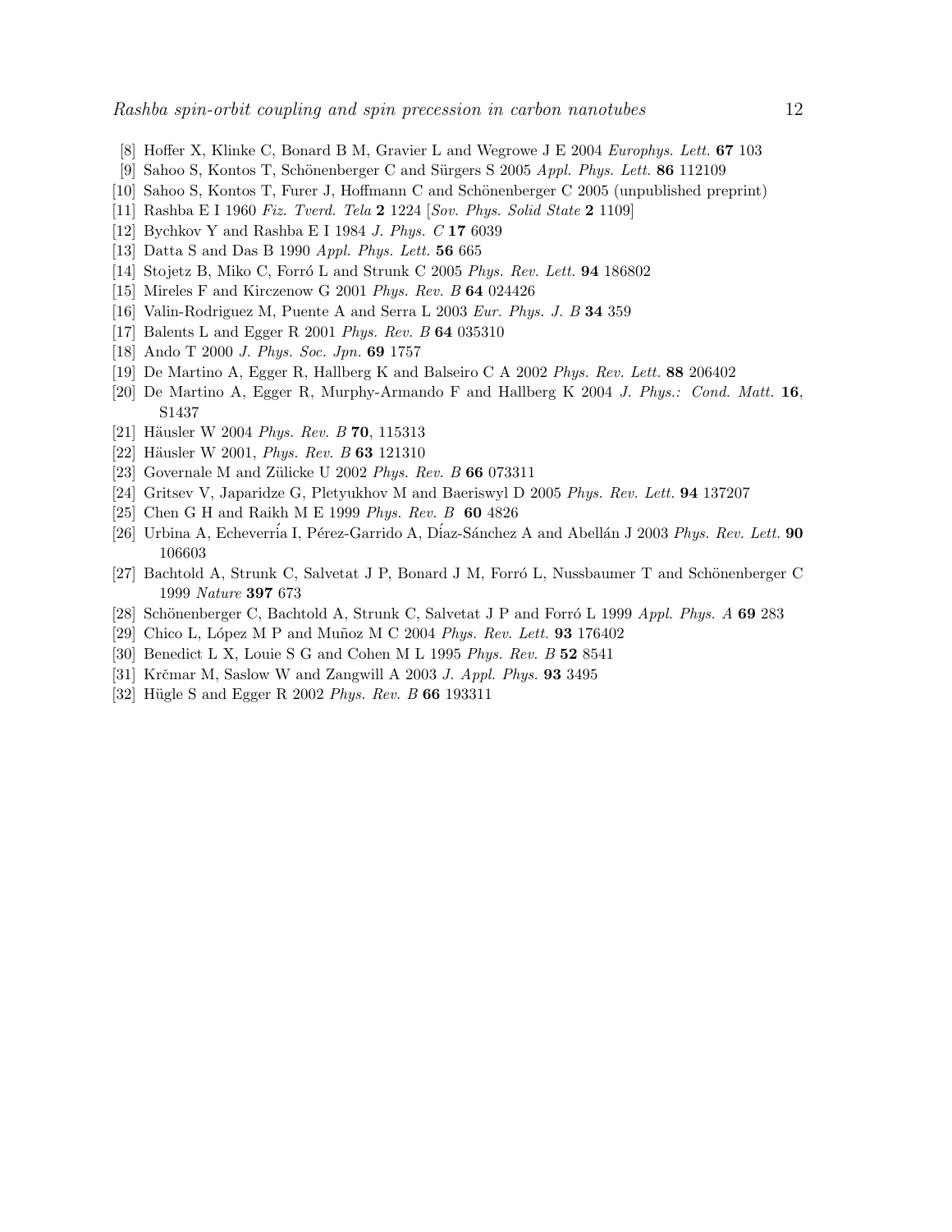[8] Hoffer X, Klinke C, Bonard B M, Gravier L and Wegrowe J E 2004 *Europhys. Lett.* **67** 103

[9] Sahoo S, Kontos T, Schönenberger C and Sürgers S 2005 *Appl. Phys. Lett.* **86** 112109

[10] Sahoo S, Kontos T, Furer J, Hoffmann C and Schönenberger C 2005 (unpublished preprint)

[11] Rashba E I 1960 *Fiz. Tverd. Tela* **2** 1224 [*Sov. Phys. Solid State* **2** 1109]

[12] Bychkov Y and Rashba E I 1984 *J. Phys. C* **17** 6039

[13] Datta S and Das B 1990 *Appl. Phys. Lett.* **56** 665

[14] Stojetz B, Miko C, Forró L and Strunk C 2005 *Phys. Rev. Lett.* **94** 186802

[15] Mireles F and Kirczenow G 2001 *Phys. Rev. B* **64** 024426

[16] Valin-Rodriguez M, Puente A and Serra L 2003 *Eur. Phys. J. B* **34** 359

[17] Balents L and Egger R 2001 *Phys. Rev. B* **64** 035310

[18] Ando T 2000 *J. Phys. Soc. Jpn.* **69** 1757

[19] De Martino A, Egger R, Hallberg K and Balseiro C A 2002 *Phys. Rev. Lett.* **88** 206402

[20] De Martino A, Egger R, Murphy-Armando F and Hallberg K 2004 *J. Phys.: Cond. Matt.* **16**, S1437

[21] Häusler W 2004 *Phys. Rev. B* **70**, 115313

[22] Häusler W 2001, *Phys. Rev. B* **63** 121310

[23] Governale M and Zülicke U 2002 *Phys. Rev. B* **66** 073311

[24] Gritsev V, Japaridze G, Pletyukhov M and Baeriswyl D 2005 *Phys. Rev. Lett.* **94** 137207

[25] Chen G H and Raikh M E 1999 *Phys. Rev. B* **60** 4826

[26] Urbina A, Echeverría I, Pérez-Garrido A, Díaz-Sánchez A and Abellán J 2003 *Phys. Rev. Lett.* **90** 106603

[27] Bachtold A, Strunk C, Salvetat J P, Bonard J M, Forró L, Nussbaumer T and Schönenberger C 1999 *Nature* **397** 673

[28] Schönenberger C, Bachtold A, Strunk C, Salvetat J P and Forró L 1999 *Appl. Phys. A* **69** 283

[29] Chico L, López M P and Muñoz M C 2004 *Phys. Rev. Lett.* **93** 176402

[30] Benedict L X, Louie S G and Cohen M L 1995 *Phys. Rev. B* **52** 8541

[31] Krčmar M, Saslow W and Zangwill A 2003 *J. Appl. Phys.* **93** 3495

[32] Hügle S and Egger R 2002 *Phys. Rev. B* **66** 193311